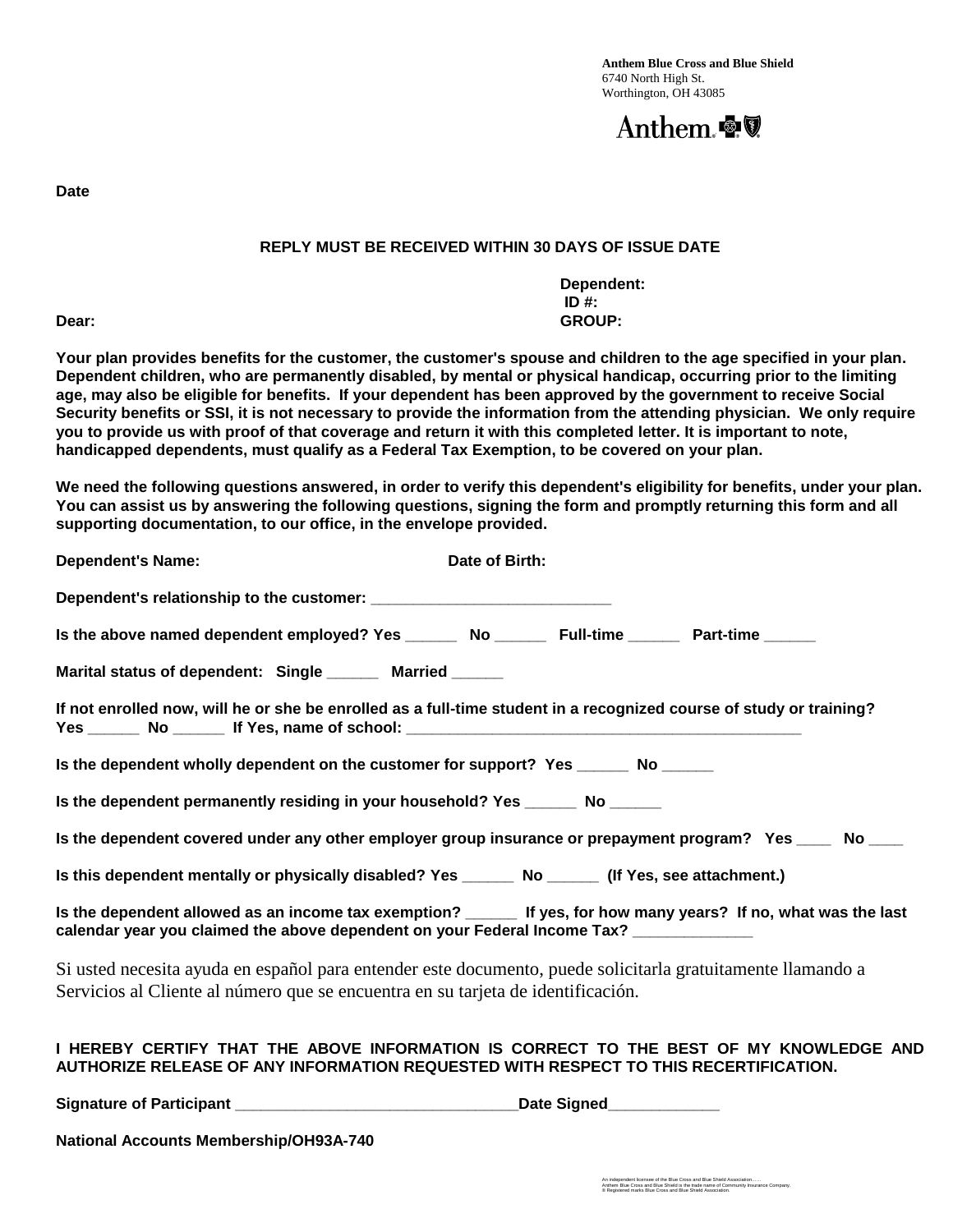**Anthem Blue Cross and Blue Shield**
6740 North High St.
Worthington, OH 43085

Anthem

**Date**

**REPLY MUST BE RECEIVED WITHIN 30 DAYS OF ISSUE DATE**

**Dependent:**
**ID #:**
**GROUP:**

**Dear:**

**Your plan provides benefits for the customer, the customer's spouse and children to the age specified in your plan. Dependent children, who are permanently disabled, by mental or physical handicap, occurring prior to the limiting age, may also be eligible for benefits. If your dependent has been approved by the government to receive Social Security benefits or SSI, it is not necessary to provide the information from the attending physician. We only require you to provide us with proof of that coverage and return it with this completed letter. It is important to note, handicapped dependents, must qualify as a Federal Tax Exemption, to be covered on your plan.**

**We need the following questions answered, in order to verify this dependent's eligibility for benefits, under your plan. You can assist us by answering the following questions, signing the form and promptly returning this form and all supporting documentation, to our office, in the envelope provided.**

**Dependent's Name:** **Date of Birth:**

**Dependent's relationship to the customer:** ____________________________

**Is the above named dependent employed? Yes ______ No ______ Full-time ______ Part-time ______**

**Marital status of dependent: Single ______ Married ______**

**If not enrolled now, will he or she be enrolled as a full-time student in a recognized course of study or training? Yes ______ No ______ If Yes, name of school:** ______________________________________________

**Is the dependent wholly dependent on the customer for support? Yes ______ No ______**

**Is the dependent permanently residing in your household? Yes ______ No ______**

**Is the dependent covered under any other employer group insurance or prepayment program? Yes ____ No ____**

**Is this dependent mentally or physically disabled? Yes ______ No ______ (If Yes, see attachment.)**

**Is the dependent allowed as an income tax exemption? ______ If yes, for how many years? If no, what was the last calendar year you claimed the above dependent on your Federal Income Tax? ______________**

Si usted necesita ayuda en español para entender este documento, puede solicitarla gratuitamente llamando a Servicios al Cliente al número que se encuentra en su tarjeta de identificación.

**I HEREBY CERTIFY THAT THE ABOVE INFORMATION IS CORRECT TO THE BEST OF MY KNOWLEDGE AND AUTHORIZE RELEASE OF ANY INFORMATION REQUESTED WITH RESPECT TO THIS RECERTIFICATION.**

**Signature of Participant** _________________________________ **Date Signed** _____________

**National Accounts Membership/OH93A-740**

An independent licensee of the Blue Cross and Blue Shield Association......
Anthem Blue Cross and Blue Shield is the trade name of Community Insurance Company.
® Registered marks Blue Cross and Blue Shield Association.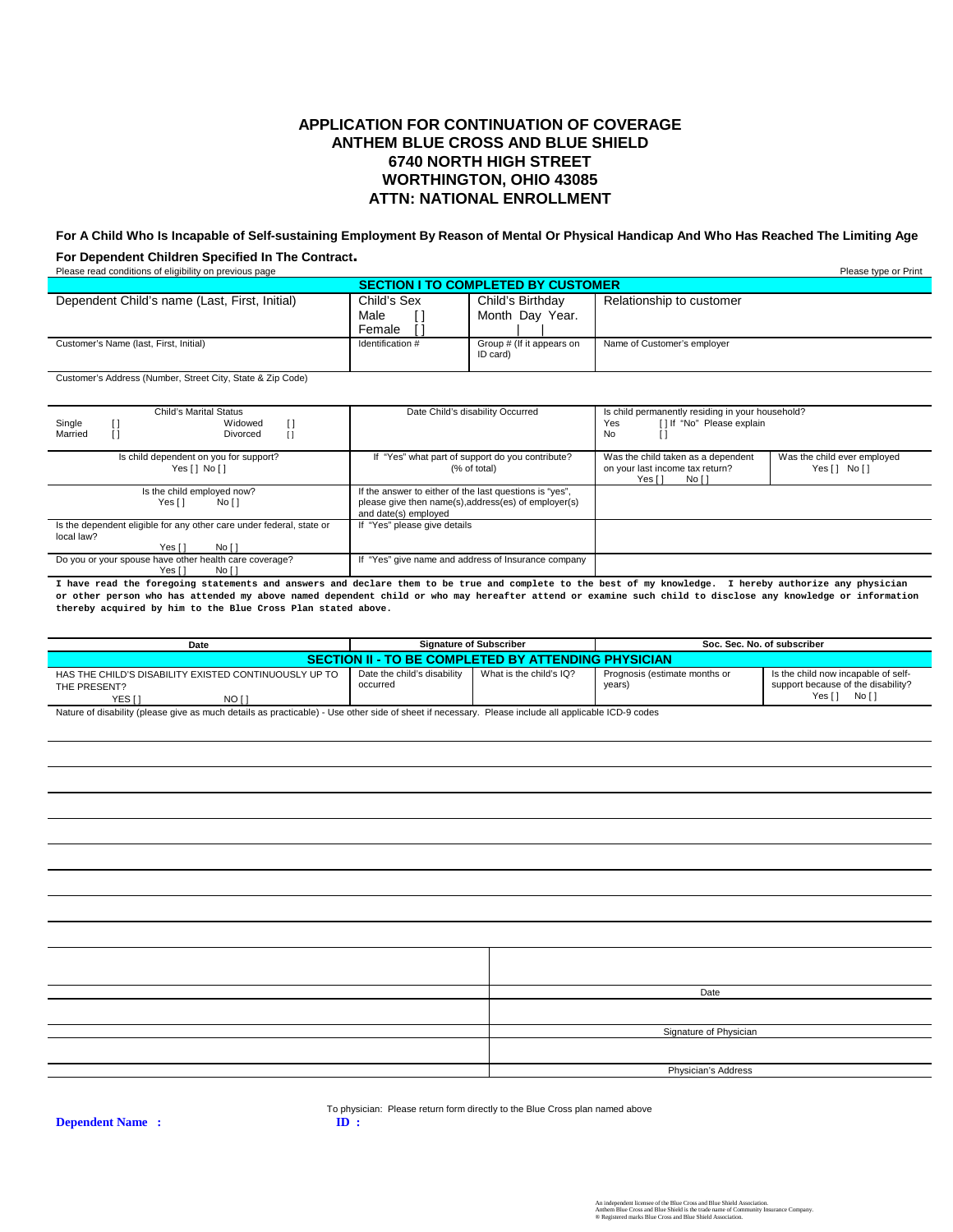# APPLICATION FOR CONTINUATION OF COVERAGE
# ANTHEM BLUE CROSS AND BLUE SHIELD
# 6740 NORTH HIGH STREET
# WORTHINGTON, OHIO 43085
# ATTN: NATIONAL ENROLLMENT

**For A Child Who Is Incapable of Self-sustaining Employment By Reason of Mental Or Physical Handicap And Who Has Reached The Limiting Age For Dependent Children Specified In The Contract.**

Please read conditions of eligibility on previous page

Please type or Print

**SECTION I TO COMPLETED BY CUSTOMER**

| | | | |
|---|---|---|---|
| Dependent Child's name (Last, First, Initial) | Child's Sex<br>Male [ ]<br>Female [ ] | Child's Birthday<br>Month Day Year.<br>\| \| | Relationship to customer |
| Customer's Name (last, First, Initial) | Identification # | Group # (If it appears on ID card) | Name of Customer's employer |

Customer's Address (Number, Street City, State & Zip Code)

| | | | |
|---|---|---|---|
| Child's Marital Status<br>Single [ ] Widowed [ ]<br>Married [ ] Divorced [ ] | Date Child's disability Occurred | Is child permanently residing in your household?<br>Yes [ ] If "No" Please explain<br>No [ ] | |
| Is child dependent on you for support?<br>Yes [ ] No [ ] | If "Yes" what part of support do you contribute?<br>(% of total) | Was the child taken as a dependent on your last income tax return?<br>Yes [ ] No [ ] | Was the child ever employed<br>Yes [ ] No [ ] |
| Is the child employed now?<br>Yes [ ] No [ ] | If the answer to either of the last questions is "yes", please give then name(s),address(es) of employer(s) and date(s) employed | | |
| Is the dependent eligible for any other care under federal, state or local law?<br>Yes [ ] No [ ] | If "Yes" please give details | | |
| Do you or your spouse have other health care coverage?<br>Yes [ ] No [ ] | If "Yes" give name and address of Insurance company | | |

**I have read the foregoing statements and answers and declare them to be true and complete to the best of my knowledge. I hereby authorize any physician or other person who has attended my above named dependent child or who may hereafter attend or examine such child to disclose any knowledge or information thereby acquired by him to the Blue Cross Plan stated above.**

| Date | Signature of Subscriber | Soc. Sec. No. of subscriber |
|---|---|---|
| | | |

**SECTION II - TO BE COMPLETED BY ATTENDING PHYSICIAN**

| | | | | |
|---|---|---|---|---|
| HAS THE CHILD'S DISABILITY EXISTED CONTINUOUSLY UP TO THE PRESENT?<br>YES [ ] NO [ ] | Date the child's disability occurred | What is the child's IQ? | Prognosis (estimate months or years) | Is the child now incapable of self-support because of the disability?<br>Yes [ ] No [ ] |

Nature of disability (please give as much details as practicable) - Use other side of sheet if necessary. Please include all applicable ICD-9 codes

Date

Signature of Physician

Physician's Address

To physician: Please return form directly to the Blue Cross plan named above

**Dependent Name :** **ID :**

An independent licensee of the Blue Cross and Blue Shield Association.
Anthem Blue Cross and Blue Shield is the trade name of Community Insurance Company.
® Registered marks Blue Cross and Blue Shield Association.